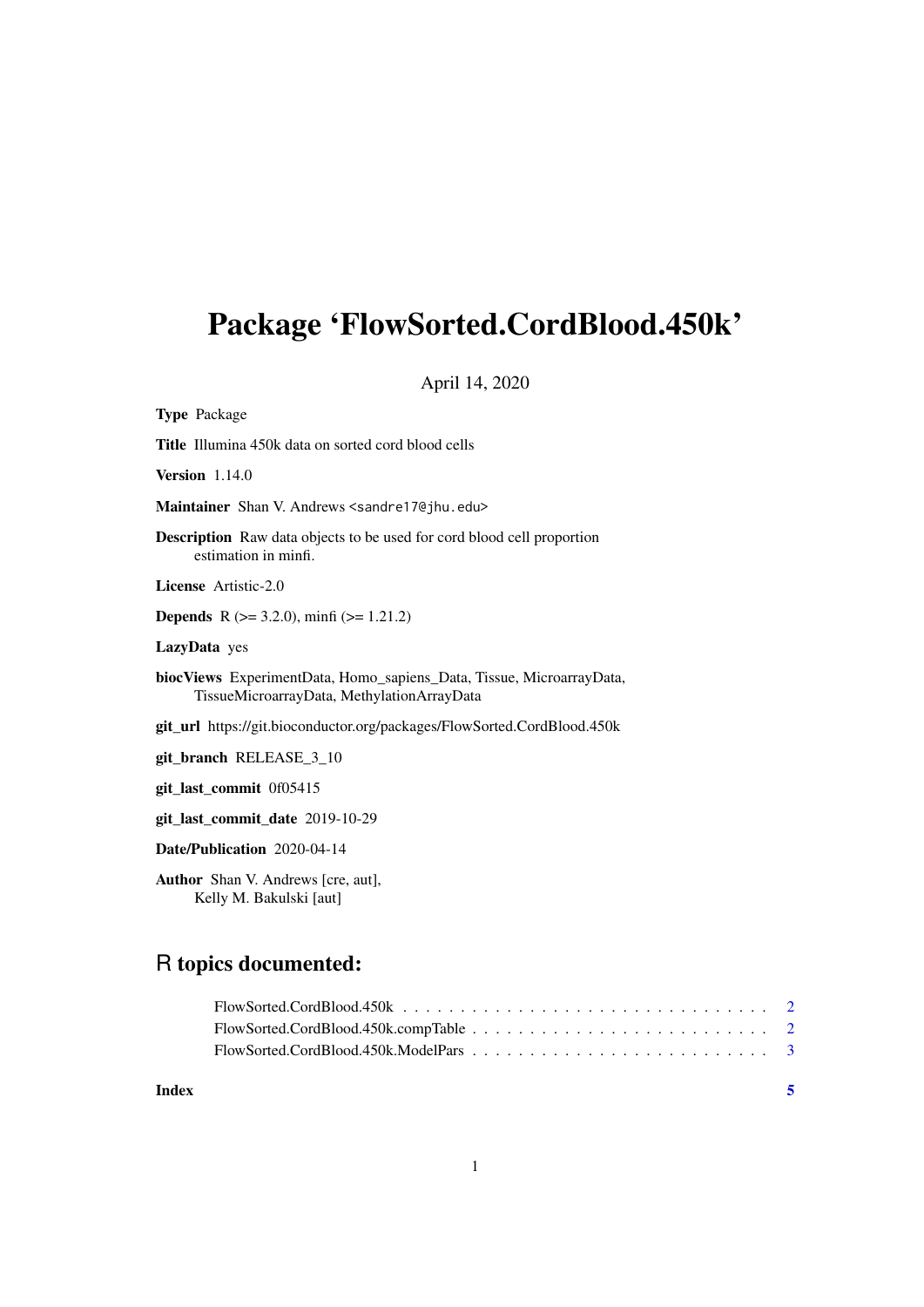# Package 'FlowSorted.CordBlood.450k'

April 14, 2020

**Type** Package

**Title** Illumina 450k data on sorted cord blood cells

**Version** 1.14.0

**Maintainer** Shan V. Andrews <sandre17@jhu.edu>

**Description** Raw data objects to be used for cord blood cell proportion estimation in minfi.

**License** Artistic-2.0

**Depends** R (>= 3.2.0), minfi (>= 1.21.2)

**LazyData** yes

**biocViews** ExperimentData, Homo_sapiens_Data, Tissue, MicroarrayData, TissueMicroarrayData, MethylationArrayData

**git_url** https://git.bioconductor.org/packages/FlowSorted.CordBlood.450k

**git_branch** RELEASE_3_10

**git_last_commit** 0f05415

**git_last_commit_date** 2019-10-29

**Date/Publication** 2020-04-14

**Author** Shan V. Andrews [cre, aut], Kelly M. Bakulski [aut]

## R topics documented:

- FlowSorted.CordBlood.450k . . . . . . . . . . . . . . . . . . . . . . . . . . . . . . . . 2
- FlowSorted.CordBlood.450k.compTable . . . . . . . . . . . . . . . . . . . . . . . . . . 2
- FlowSorted.CordBlood.450k.ModelPars . . . . . . . . . . . . . . . . . . . . . . . . . . 3

**Index** 5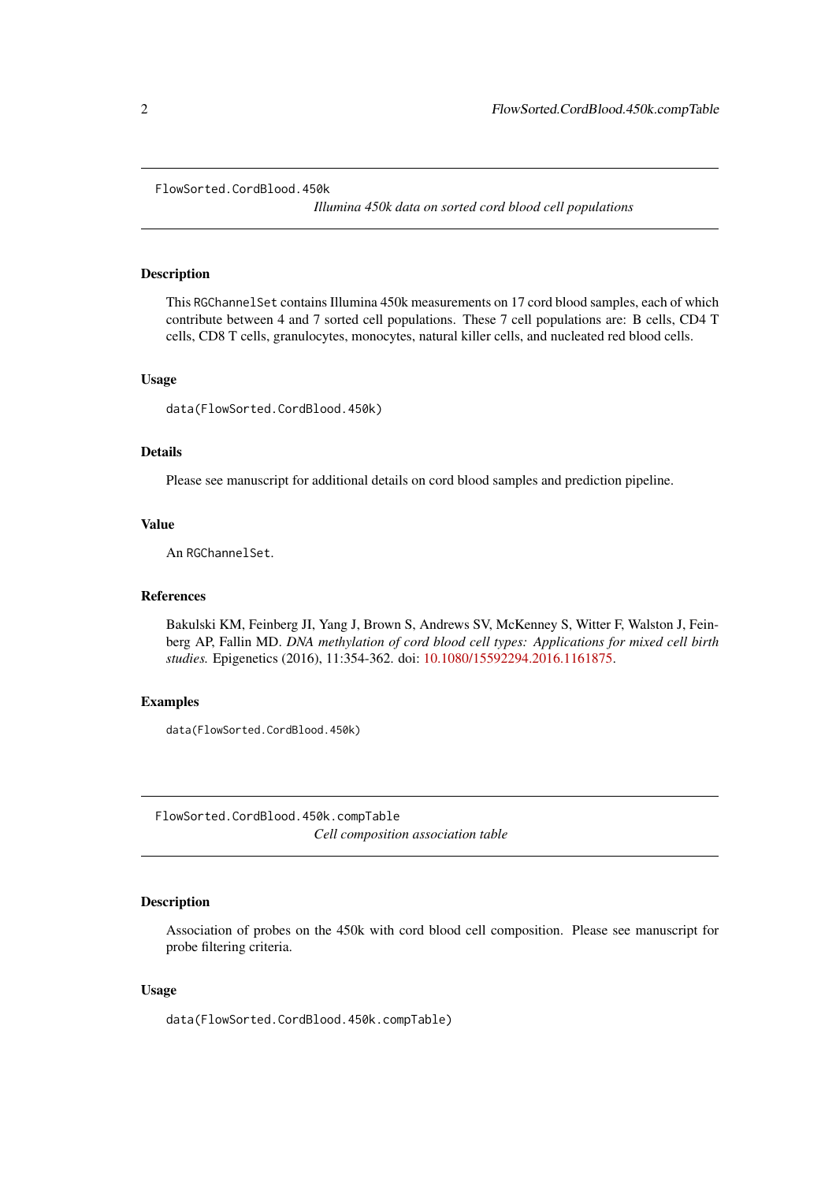## FlowSorted.CordBlood.450k

*Illumina 450k data on sorted cord blood cell populations*

### Description

This `RGChannelSet` contains Illumina 450k measurements on 17 cord blood samples, each of which contribute between 4 and 7 sorted cell populations. These 7 cell populations are: B cells, CD4 T cells, CD8 T cells, granulocytes, monocytes, natural killer cells, and nucleated red blood cells.

### Usage

```
data(FlowSorted.CordBlood.450k)
```

### Details

Please see manuscript for additional details on cord blood samples and prediction pipeline.

### Value

An `RGChannelSet`.

### References

Bakulski KM, Feinberg JI, Yang J, Brown S, Andrews SV, McKenney S, Witter F, Walston J, Feinberg AP, Fallin MD. *DNA methylation of cord blood cell types: Applications for mixed cell birth studies.* Epigenetics (2016), 11:354-362. doi: 10.1080/15592294.2016.1161875.

### Examples

```
data(FlowSorted.CordBlood.450k)
```

## FlowSorted.CordBlood.450k.compTable

*Cell composition association table*

### Description

Association of probes on the 450k with cord blood cell composition. Please see manuscript for probe filtering criteria.

### Usage

```
data(FlowSorted.CordBlood.450k.compTable)
```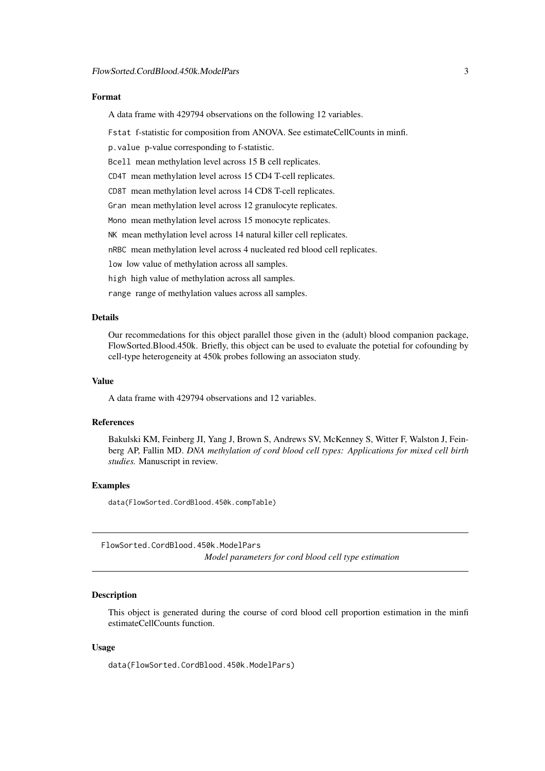### Format

A data frame with 429794 observations on the following 12 variables.

`Fstat` f-statistic for composition from ANOVA. See estimateCellCounts in minfi.

`p.value` p-value corresponding to f-statistic.

`Bcell` mean methylation level across 15 B cell replicates.

`CD4T` mean methylation level across 15 CD4 T-cell replicates.

`CD8T` mean methylation level across 14 CD8 T-cell replicates.

`Gran` mean methylation level across 12 granulocyte replicates.

`Mono` mean methylation level across 15 monocyte replicates.

`NK` mean methylation level across 14 natural killer cell replicates.

`nRBC` mean methylation level across 4 nucleated red blood cell replicates.

`low` low value of methylation across all samples.

`high` high value of methylation across all samples.

`range` range of methylation values across all samples.

### Details

Our recommedations for this object parallel those given in the (adult) blood companion package, FlowSorted.Blood.450k. Briefly, this object can be used to evaluate the potetial for cofounding by cell-type heterogeneity at 450k probes following an associaton study.

### Value

A data frame with 429794 observations and 12 variables.

### References

Bakulski KM, Feinberg JI, Yang J, Brown S, Andrews SV, McKenney S, Witter F, Walston J, Feinberg AP, Fallin MD. *DNA methylation of cord blood cell types: Applications for mixed cell birth studies.* Manuscript in review.

### Examples

```
data(FlowSorted.CordBlood.450k.compTable)
```

---

## FlowSorted.CordBlood.450k.ModelPars

*Model parameters for cord blood cell type estimation*

---

### Description

This object is generated during the course of cord blood cell proportion estimation in the minfi estimateCellCounts function.

### Usage

```
data(FlowSorted.CordBlood.450k.ModelPars)
```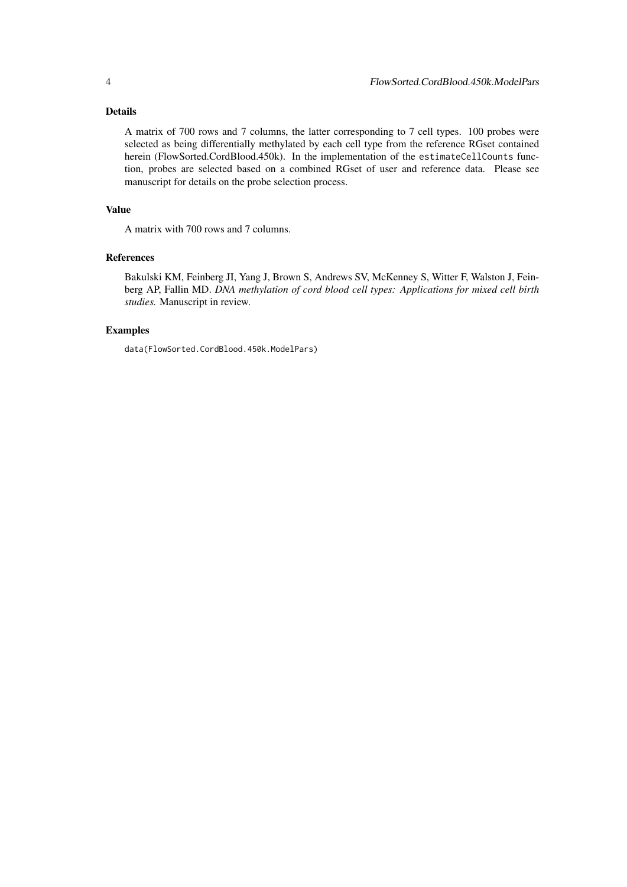## Details

A matrix of 700 rows and 7 columns, the latter corresponding to 7 cell types. 100 probes were selected as being differentially methylated by each cell type from the reference RGset contained herein (FlowSorted.CordBlood.450k). In the implementation of the `estimateCellCounts` function, probes are selected based on a combined RGset of user and reference data. Please see manuscript for details on the probe selection process.

## Value

A matrix with 700 rows and 7 columns.

## References

Bakulski KM, Feinberg JI, Yang J, Brown S, Andrews SV, McKenney S, Witter F, Walston J, Feinberg AP, Fallin MD. *DNA methylation of cord blood cell types: Applications for mixed cell birth studies.* Manuscript in review.

## Examples

```
data(FlowSorted.CordBlood.450k.ModelPars)
```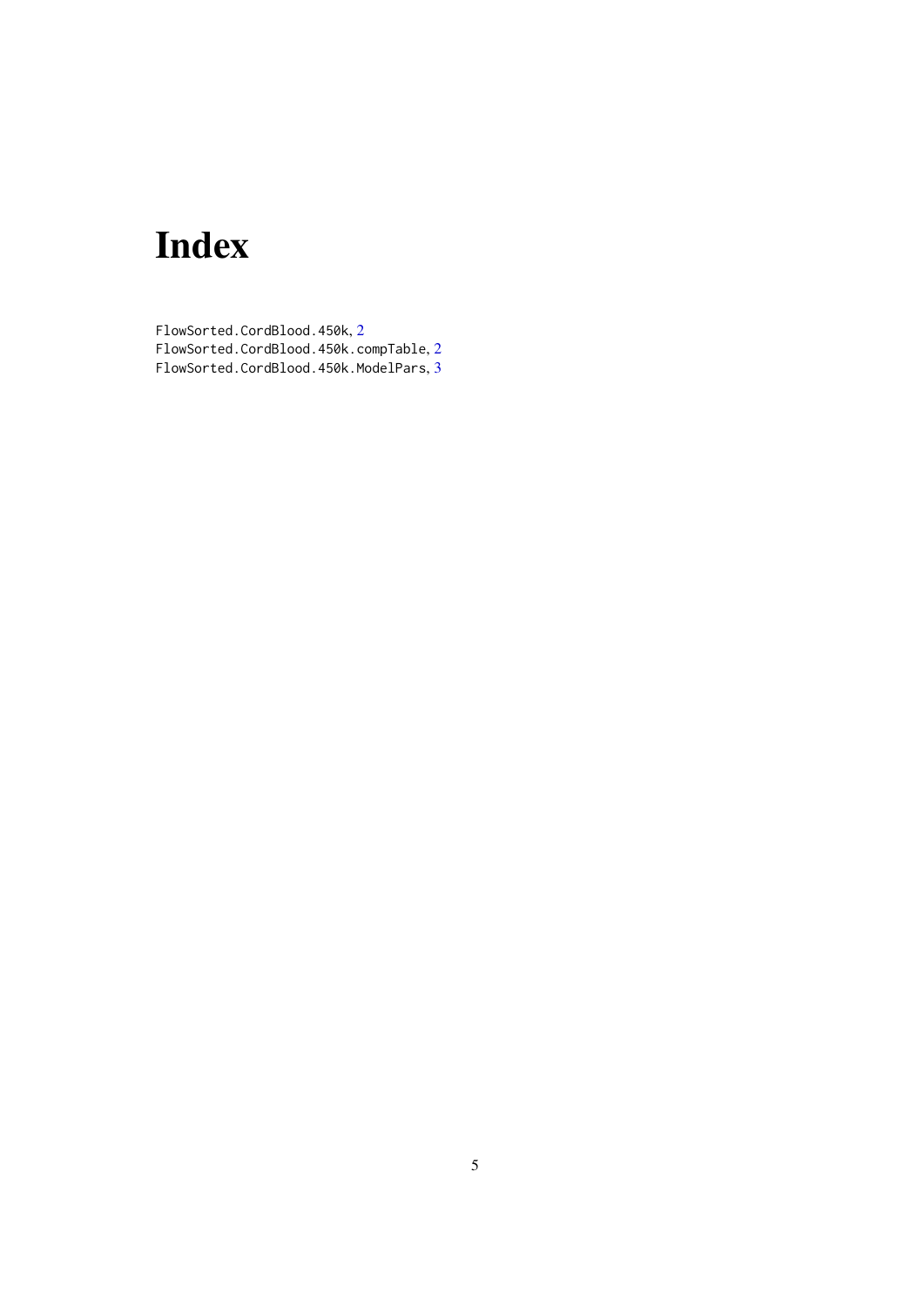# Index

FlowSorted.CordBlood.450k, 2
FlowSorted.CordBlood.450k.compTable, 2
FlowSorted.CordBlood.450k.ModelPars, 3